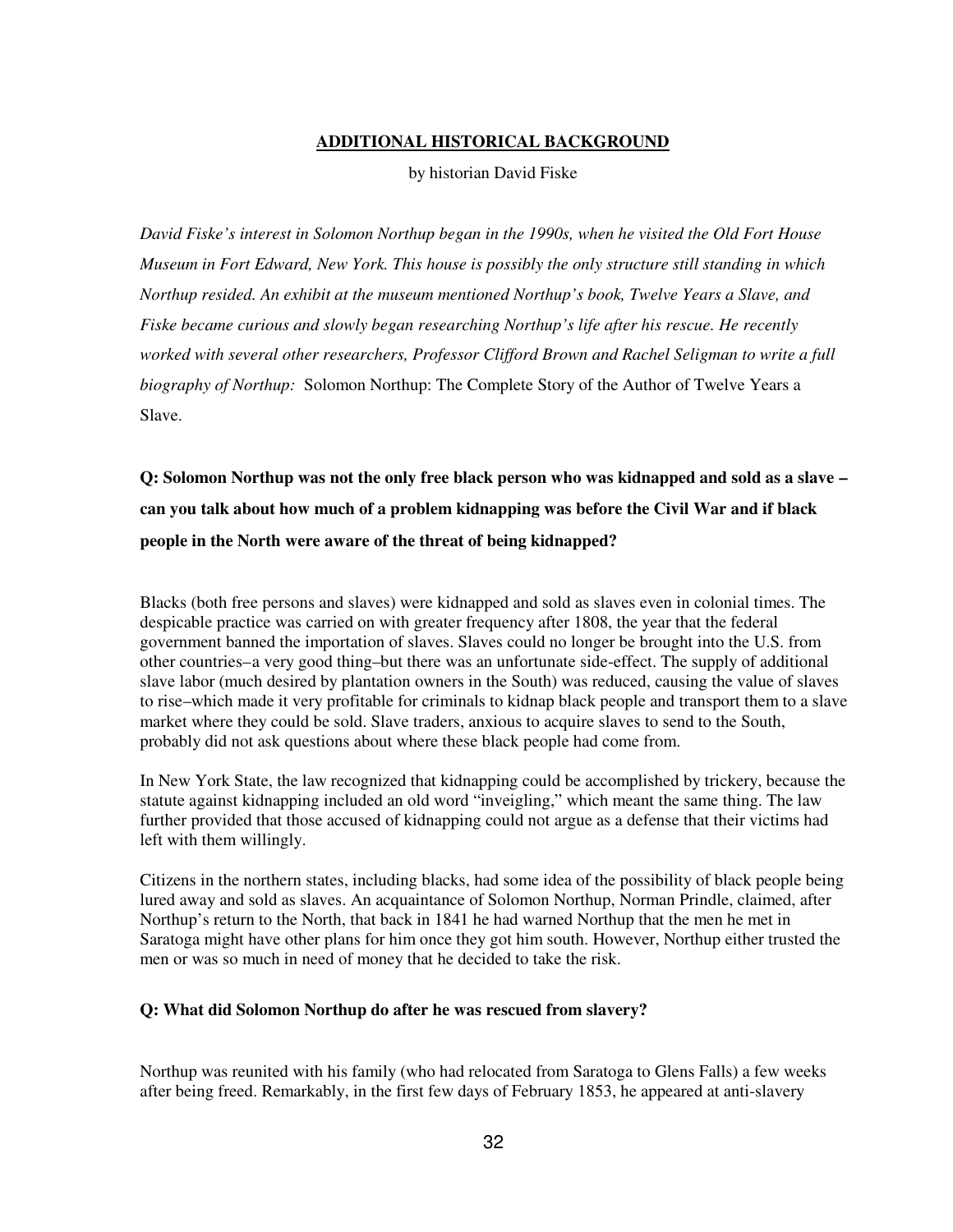## ADDITIONAL HISTORICAL BACKGROUND

by historian David Fiske

*David Fiske's interest in Solomon Northup began in the 1990s, when he visited the Old Fort House Museum in Fort Edward, New York. This house is possibly the only structure still standing in which Northup resided. An exhibit at the museum mentioned Northup's book, Twelve Years a Slave, and Fiske became curious and slowly began researching Northup's life after his rescue. He recently worked with several other researchers, Professor Clifford Brown and Rachel Seligman to write a full biography of Northup:* Solomon Northup: The Complete Story of the Author of Twelve Years a Slave.

**Q: Solomon Northup was not the only free black person who was kidnapped and sold as a slave – can you talk about how much of a problem kidnapping was before the Civil War and if black people in the North were aware of the threat of being kidnapped?**

Blacks (both free persons and slaves) were kidnapped and sold as slaves even in colonial times. The despicable practice was carried on with greater frequency after 1808, the year that the federal government banned the importation of slaves. Slaves could no longer be brought into the U.S. from other countries–a very good thing–but there was an unfortunate side-effect. The supply of additional slave labor (much desired by plantation owners in the South) was reduced, causing the value of slaves to rise–which made it very profitable for criminals to kidnap black people and transport them to a slave market where they could be sold. Slave traders, anxious to acquire slaves to send to the South, probably did not ask questions about where these black people had come from.

In New York State, the law recognized that kidnapping could be accomplished by trickery, because the statute against kidnapping included an old word "inveigling," which meant the same thing. The law further provided that those accused of kidnapping could not argue as a defense that their victims had left with them willingly.

Citizens in the northern states, including blacks, had some idea of the possibility of black people being lured away and sold as slaves. An acquaintance of Solomon Northup, Norman Prindle, claimed, after Northup's return to the North, that back in 1841 he had warned Northup that the men he met in Saratoga might have other plans for him once they got him south. However, Northup either trusted the men or was so much in need of money that he decided to take the risk.

**Q: What did Solomon Northup do after he was rescued from slavery?**

Northup was reunited with his family (who had relocated from Saratoga to Glens Falls) a few weeks after being freed. Remarkably, in the first few days of February 1853, he appeared at anti-slavery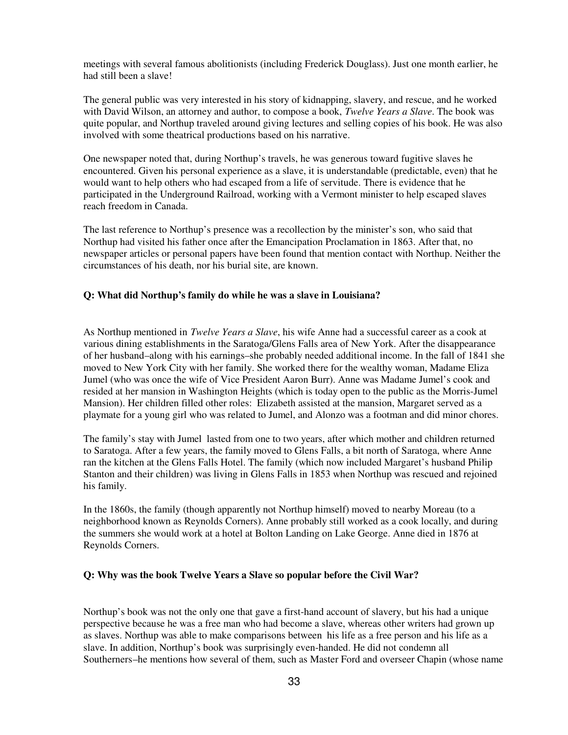meetings with several famous abolitionists (including Frederick Douglass). Just one month earlier, he had still been a slave!

The general public was very interested in his story of kidnapping, slavery, and rescue, and he worked with David Wilson, an attorney and author, to compose a book, *Twelve Years a Slave*. The book was quite popular, and Northup traveled around giving lectures and selling copies of his book. He was also involved with some theatrical productions based on his narrative.

One newspaper noted that, during Northup's travels, he was generous toward fugitive slaves he encountered. Given his personal experience as a slave, it is understandable (predictable, even) that he would want to help others who had escaped from a life of servitude. There is evidence that he participated in the Underground Railroad, working with a Vermont minister to help escaped slaves reach freedom in Canada.

The last reference to Northup's presence was a recollection by the minister's son, who said that Northup had visited his father once after the Emancipation Proclamation in 1863. After that, no newspaper articles or personal papers have been found that mention contact with Northup. Neither the circumstances of his death, nor his burial site, are known.

**Q: What did Northup's family do while he was a slave in Louisiana?**

As Northup mentioned in *Twelve Years a Slave*, his wife Anne had a successful career as a cook at various dining establishments in the Saratoga/Glens Falls area of New York. After the disappearance of her husband–along with his earnings–she probably needed additional income. In the fall of 1841 she moved to New York City with her family. She worked there for the wealthy woman, Madame Eliza Jumel (who was once the wife of Vice President Aaron Burr). Anne was Madame Jumel's cook and resided at her mansion in Washington Heights (which is today open to the public as the Morris-Jumel Mansion). Her children filled other roles: Elizabeth assisted at the mansion, Margaret served as a playmate for a young girl who was related to Jumel, and Alonzo was a footman and did minor chores.

The family's stay with Jumel lasted from one to two years, after which mother and children returned to Saratoga. After a few years, the family moved to Glens Falls, a bit north of Saratoga, where Anne ran the kitchen at the Glens Falls Hotel. The family (which now included Margaret's husband Philip Stanton and their children) was living in Glens Falls in 1853 when Northup was rescued and rejoined his family.

In the 1860s, the family (though apparently not Northup himself) moved to nearby Moreau (to a neighborhood known as Reynolds Corners). Anne probably still worked as a cook locally, and during the summers she would work at a hotel at Bolton Landing on Lake George. Anne died in 1876 at Reynolds Corners.

**Q: Why was the book Twelve Years a Slave so popular before the Civil War?**

Northup's book was not the only one that gave a first-hand account of slavery, but his had a unique perspective because he was a free man who had become a slave, whereas other writers had grown up as slaves. Northup was able to make comparisons between his life as a free person and his life as a slave. In addition, Northup's book was surprisingly even-handed. He did not condemn all Southerners–he mentions how several of them, such as Master Ford and overseer Chapin (whose name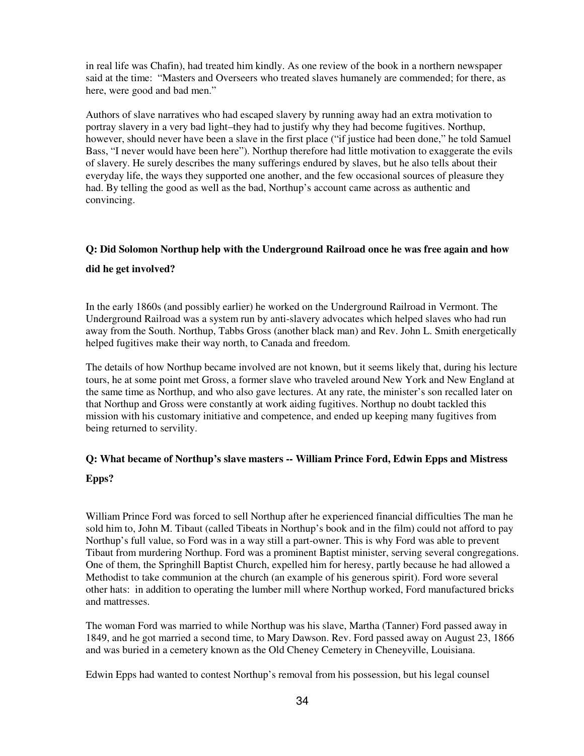in real life was Chafin), had treated him kindly. As one review of the book in a northern newspaper said at the time: "Masters and Overseers who treated slaves humanely are commended; for there, as here, were good and bad men."

Authors of slave narratives who had escaped slavery by running away had an extra motivation to portray slavery in a very bad light–they had to justify why they had become fugitives. Northup, however, should never have been a slave in the first place ("if justice had been done," he told Samuel Bass, "I never would have been here"). Northup therefore had little motivation to exaggerate the evils of slavery. He surely describes the many sufferings endured by slaves, but he also tells about their everyday life, the ways they supported one another, and the few occasional sources of pleasure they had. By telling the good as well as the bad, Northup's account came across as authentic and convincing.

**Q: Did Solomon Northup help with the Underground Railroad once he was free again and how did he get involved?**

In the early 1860s (and possibly earlier) he worked on the Underground Railroad in Vermont. The Underground Railroad was a system run by anti-slavery advocates which helped slaves who had run away from the South. Northup, Tabbs Gross (another black man) and Rev. John L. Smith energetically helped fugitives make their way north, to Canada and freedom.

The details of how Northup became involved are not known, but it seems likely that, during his lecture tours, he at some point met Gross, a former slave who traveled around New York and New England at the same time as Northup, and who also gave lectures. At any rate, the minister's son recalled later on that Northup and Gross were constantly at work aiding fugitives. Northup no doubt tackled this mission with his customary initiative and competence, and ended up keeping many fugitives from being returned to servility.

**Q: What became of Northup's slave masters -- William Prince Ford, Edwin Epps and Mistress Epps?**

William Prince Ford was forced to sell Northup after he experienced financial difficulties The man he sold him to, John M. Tibaut (called Tibeats in Northup's book and in the film) could not afford to pay Northup's full value, so Ford was in a way still a part-owner. This is why Ford was able to prevent Tibaut from murdering Northup. Ford was a prominent Baptist minister, serving several congregations. One of them, the Springhill Baptist Church, expelled him for heresy, partly because he had allowed a Methodist to take communion at the church (an example of his generous spirit). Ford wore several other hats: in addition to operating the lumber mill where Northup worked, Ford manufactured bricks and mattresses.

The woman Ford was married to while Northup was his slave, Martha (Tanner) Ford passed away in 1849, and he got married a second time, to Mary Dawson. Rev. Ford passed away on August 23, 1866 and was buried in a cemetery known as the Old Cheney Cemetery in Cheneyville, Louisiana.

Edwin Epps had wanted to contest Northup's removal from his possession, but his legal counsel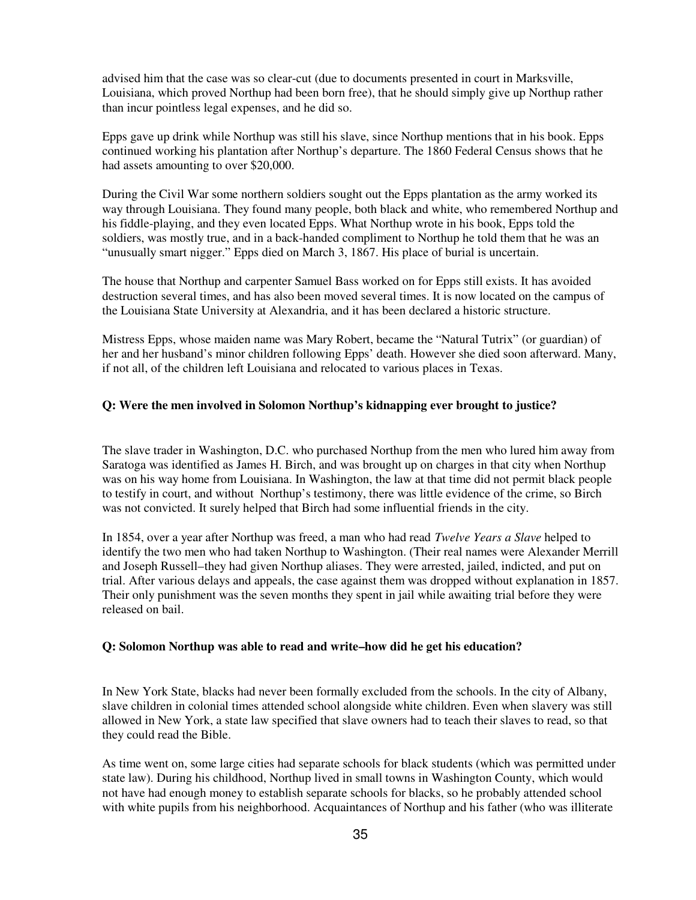advised him that the case was so clear-cut (due to documents presented in court in Marksville, Louisiana, which proved Northup had been born free), that he should simply give up Northup rather than incur pointless legal expenses, and he did so.

Epps gave up drink while Northup was still his slave, since Northup mentions that in his book. Epps continued working his plantation after Northup's departure. The 1860 Federal Census shows that he had assets amounting to over $20,000.

During the Civil War some northern soldiers sought out the Epps plantation as the army worked its way through Louisiana. They found many people, both black and white, who remembered Northup and his fiddle-playing, and they even located Epps. What Northup wrote in his book, Epps told the soldiers, was mostly true, and in a back-handed compliment to Northup he told them that he was an "unusually smart nigger." Epps died on March 3, 1867. His place of burial is uncertain.

The house that Northup and carpenter Samuel Bass worked on for Epps still exists. It has avoided destruction several times, and has also been moved several times. It is now located on the campus of the Louisiana State University at Alexandria, and it has been declared a historic structure.

Mistress Epps, whose maiden name was Mary Robert, became the "Natural Tutrix" (or guardian) of her and her husband's minor children following Epps' death. However she died soon afterward. Many, if not all, of the children left Louisiana and relocated to various places in Texas.

**Q: Were the men involved in Solomon Northup's kidnapping ever brought to justice?**

The slave trader in Washington, D.C. who purchased Northup from the men who lured him away from Saratoga was identified as James H. Birch, and was brought up on charges in that city when Northup was on his way home from Louisiana. In Washington, the law at that time did not permit black people to testify in court, and without Northup's testimony, there was little evidence of the crime, so Birch was not convicted. It surely helped that Birch had some influential friends in the city.

In 1854, over a year after Northup was freed, a man who had read *Twelve Years a Slave* helped to identify the two men who had taken Northup to Washington. (Their real names were Alexander Merrill and Joseph Russell–they had given Northup aliases. They were arrested, jailed, indicted, and put on trial. After various delays and appeals, the case against them was dropped without explanation in 1857. Their only punishment was the seven months they spent in jail while awaiting trial before they were released on bail.

**Q: Solomon Northup was able to read and write–how did he get his education?**

In New York State, blacks had never been formally excluded from the schools. In the city of Albany, slave children in colonial times attended school alongside white children. Even when slavery was still allowed in New York, a state law specified that slave owners had to teach their slaves to read, so that they could read the Bible.

As time went on, some large cities had separate schools for black students (which was permitted under state law). During his childhood, Northup lived in small towns in Washington County, which would not have had enough money to establish separate schools for blacks, so he probably attended school with white pupils from his neighborhood. Acquaintances of Northup and his father (who was illiterate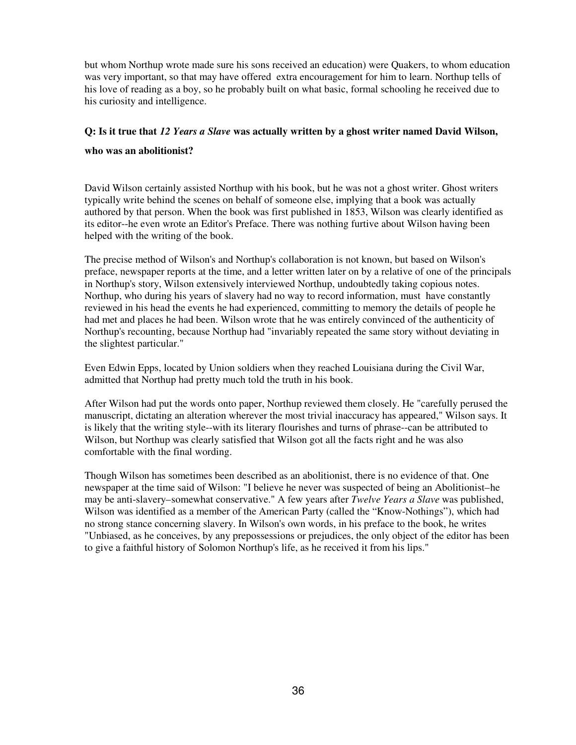but whom Northup wrote made sure his sons received an education) were Quakers, to whom education was very important, so that may have offered extra encouragement for him to learn. Northup tells of his love of reading as a boy, so he probably built on what basic, formal schooling he received due to his curiosity and intelligence.

**Q: Is it true that *12 Years a Slave* was actually written by a ghost writer named David Wilson, who was an abolitionist?**

David Wilson certainly assisted Northup with his book, but he was not a ghost writer. Ghost writers typically write behind the scenes on behalf of someone else, implying that a book was actually authored by that person. When the book was first published in 1853, Wilson was clearly identified as its editor--he even wrote an Editor's Preface. There was nothing furtive about Wilson having been helped with the writing of the book.

The precise method of Wilson's and Northup's collaboration is not known, but based on Wilson's preface, newspaper reports at the time, and a letter written later on by a relative of one of the principals in Northup's story, Wilson extensively interviewed Northup, undoubtedly taking copious notes. Northup, who during his years of slavery had no way to record information, must have constantly reviewed in his head the events he had experienced, committing to memory the details of people he had met and places he had been. Wilson wrote that he was entirely convinced of the authenticity of Northup's recounting, because Northup had "invariably repeated the same story without deviating in the slightest particular."

Even Edwin Epps, located by Union soldiers when they reached Louisiana during the Civil War, admitted that Northup had pretty much told the truth in his book.

After Wilson had put the words onto paper, Northup reviewed them closely. He "carefully perused the manuscript, dictating an alteration wherever the most trivial inaccuracy has appeared," Wilson says. It is likely that the writing style--with its literary flourishes and turns of phrase--can be attributed to Wilson, but Northup was clearly satisfied that Wilson got all the facts right and he was also comfortable with the final wording.

Though Wilson has sometimes been described as an abolitionist, there is no evidence of that. One newspaper at the time said of Wilson: "I believe he never was suspected of being an Abolitionist–he may be anti-slavery–somewhat conservative." A few years after *Twelve Years a Slave* was published, Wilson was identified as a member of the American Party (called the "Know-Nothings"), which had no strong stance concerning slavery. In Wilson's own words, in his preface to the book, he writes "Unbiased, as he conceives, by any prepossessions or prejudices, the only object of the editor has been to give a faithful history of Solomon Northup's life, as he received it from his lips."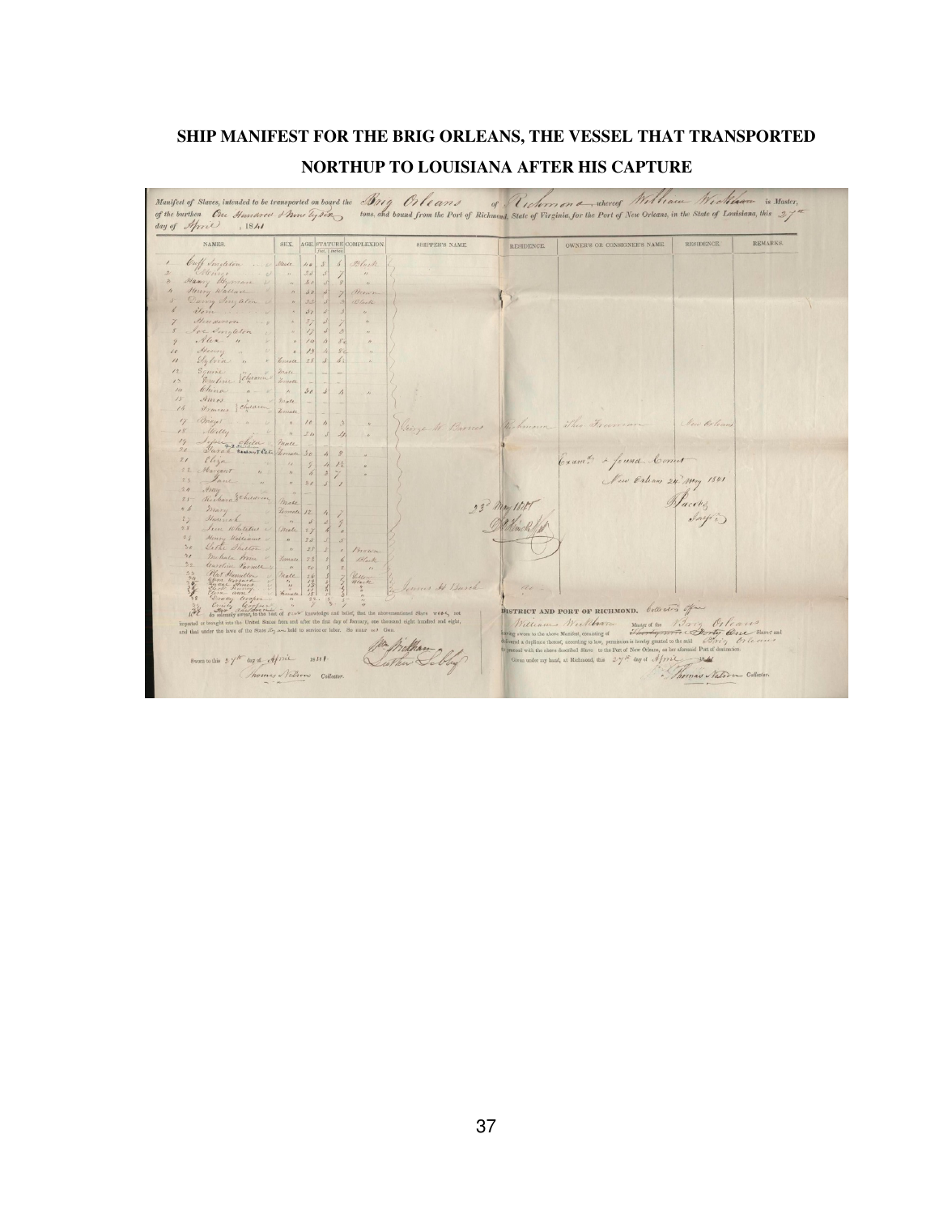**SHIP MANIFEST FOR THE BRIG ORLEANS, THE VESSEL THAT TRANSPORTED NORTHUP TO LOUISIANA AFTER HIS CAPTURE**